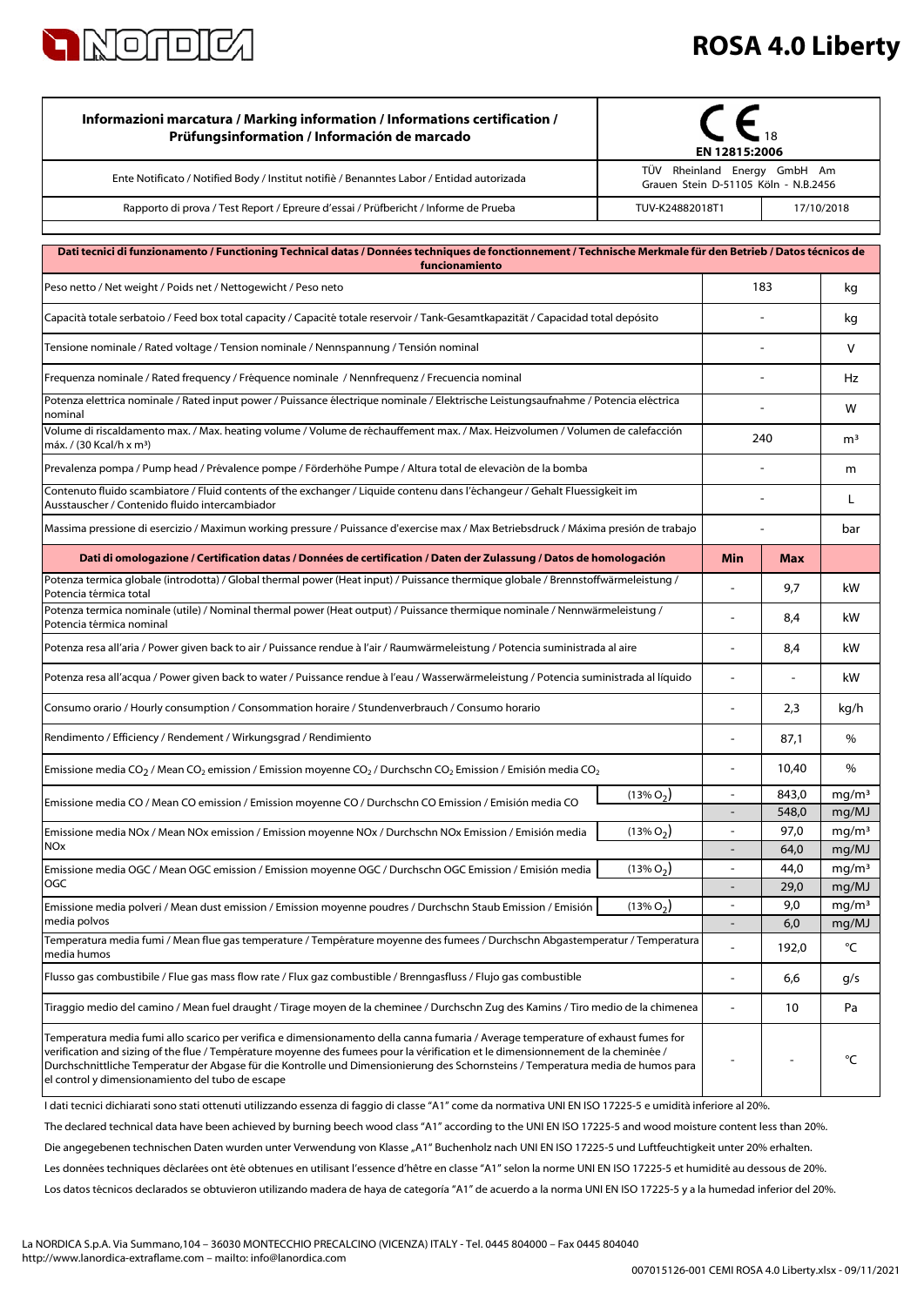# ROSA 4.0 Liberty

| Informazioni marcatura / Marking information / Informations certification / Prüfungsinformation / Información de marcado | CE 18 EN 12815:2006 | |
|---|---|---|
| Ente Notificato / Notified Body / Institut notifiè / Benanntes Labor / Entidad autorizada | TÜV Rheinland Energy GmbH Am Grauen Stein D-51105 Köln - N.B.2456 | |
| Rapporto di prova / Test Report / Epreure d'essai / Prüfbericht / Informe de Prueba | TUV-K24882018T1 | 17/10/2018 |

| Dati tecnici di funzionamento / Functioning Technical datas / Données techniques de fonctionnement / Technische Merkmale für den Betrieb / Datos técnicos de funcionamiento | | | |
|---|---|---|---|
| Peso netto / Net weight / Poids net / Nettogewicht / Peso neto | 183 | | kg |
| Capacità totale serbatoio / Feed box total capacity / Capacité totale reservoir / Tank-Gesamtkapazität / Capacidad total depósito | - | | kg |
| Tensione nominale / Rated voltage / Tension nominale / Nennspannung / Tensión nominal | - | | V |
| Frequenza nominale / Rated frequency / Fréquence nominale / Nennfrequenz / Frecuencia nominal | - | | Hz |
| Potenza elettrica nominale / Rated input power / Puissance électrique nominale / Elektrische Leistungsaufnahme / Potencia eléctrica nominal | - | | W |
| Volume di riscaldamento max. / Max. heating volume / Volume de réchauffement max. / Max. Heizvolumen / Volumen de calefacción máx. / (30 Kcal/h x m³) | 240 | | m³ |
| Prevalenza pompa / Pump head / Prévalence pompe / Förderhöhe Pumpe / Altura total de elevaciòn de la bomba | - | | m |
| Contenuto fluido scambiatore / Fluid contents of the exchanger / Liquide contenu dans l'échangeur / Gehalt Fluessigkeit im Ausstauscher / Contenido fluido intercambiador | - | | L |
| Massima pressione di esercizio / Maximun working pressure / Puissance d'exercise max / Max Betriebsdruck / Máxima presión de trabajo | - | | bar |
| **Dati di omologazione / Certification datas / Données de certification / Daten der Zulassung / Datos de homologación** | **Min** | **Max** | |
| Potenza termica globale (introdotta) / Global thermal power (Heat input) / Puissance thermique globale / Brennstoffwärmeleistung / Potencia térmica total | - | 9,7 | kW |
| Potenza termica nominale (utile) / Nominal thermal power (Heat output) / Puissance thermique nominale / Nennwärmeleistung / Potencia térmica nominal | - | 8,4 | kW |
| Potenza resa all'aria / Power given back to air / Puissance rendue à l'air / Raumwärmeleistung / Potencia suministrada al aire | - | 8,4 | kW |
| Potenza resa all'acqua / Power given back to water / Puissance rendue à l'eau / Wasserwärmeleistung / Potencia suministrada al líquido | - | - | kW |
| Consumo orario / Hourly consumption / Consommation horaire / Stundenverbrauch / Consumo horario | - | 2,3 | kg/h |
| Rendimento / Efficiency / Rendement / Wirkungsgrad / Rendimiento | - | 87,1 | % |
| Emissione media $CO_2$ / Mean $CO_2$ emission / Emission moyenne $CO_2$ / Durchschn $CO_2$ Emission / Emisión media $CO_2$ | - | 10,40 | % |
| Emissione media CO / Mean CO emission / Emission moyenne CO / Durchschn CO Emission / Emisión media CO (13% $O_2$) | - | 843,0 | mg/m³ |
| | - | 548,0 | mg/MJ |
| Emissione media NOx / Mean NOx emission / Emission moyenne NOx / Durchschn NOx Emission / Emisión media NOx (13% $O_2$) | - | 97,0 | mg/m³ |
| | - | 64,0 | mg/MJ |
| Emissione media OGC / Mean OGC emission / Emission moyenne OGC / Durchschn OGC Emission / Emisión media OGC (13% $O_2$) | - | 44,0 | mg/m³ |
| | - | 29,0 | mg/MJ |
| Emissione media polveri / Mean dust emission / Emission moyenne poudres / Durchschn Staub Emission / Emisión media polvos (13% $O_2$) | - | 9,0 | mg/m³ |
| | - | 6,0 | mg/MJ |
| Temperatura media fumi / Mean flue gas temperature / Température moyenne des fumees / Durchschn Abgastemperatur / Temperatura media humos | - | 192,0 | °C |
| Flusso gas combustibile / Flue gas mass flow rate / Flux gaz combustible / Brenngasfluss / Flujo gas combustible | - | 6,6 | g/s |
| Tiraggio medio del camino / Mean fuel draught / Tirage moyen de la cheminee / Durchschn Zug des Kamins / Tiro medio de la chimenea | - | 10 | Pa |
| Temperatura media fumi allo scarico per verifica e dimensionamento della canna fumaria / Average temperature of exhaust fumes for verification and sizing of the flue / Température moyenne des fumees pour la vérification et le dimensionnement de la cheminée / Durchschnittliche Temperatur der Abgase für die Kontrolle und Dimensionierung des Schornsteins / Temperatura media de humos para el control y dimensionamiento del tubo de escape | - | - | °C |

I dati tecnici dichiarati sono stati ottenuti utilizzando essenza di faggio di classe "A1" come da normativa UNI EN ISO 17225-5 e umidità inferiore al 20%.

The declared technical data have been achieved by burning beech wood class "A1" according to the UNI EN ISO 17225-5 and wood moisture content less than 20%.

Die angegebenen technischen Daten wurden unter Verwendung von Klasse „A1" Buchenholz nach UNI EN ISO 17225-5 und Luftfeuchtigkeit unter 20% erhalten.

Les données techniques déclarées ont été obtenues en utilisant l'essence d'hêtre en classe "A1" selon la norme UNI EN ISO 17225-5 et humidité au dessous de 20%.

Los datos técnicos declarados se obtuvieron utilizando madera de haya de categoría "A1" de acuerdo a la norma UNI EN ISO 17225-5 y a la humedad inferior del 20%.

La NORDICA S.p.A. Via Summano,104 – 36030 MONTECCHIO PRECALCINO (VICENZA) ITALY - Tel. 0445 804000 – Fax 0445 804040
http://www.lanordica-extraflame.com – mailto: info@lanordica.com

007015126-001 CEMI ROSA 4.0 Liberty.xlsx - 09/11/2021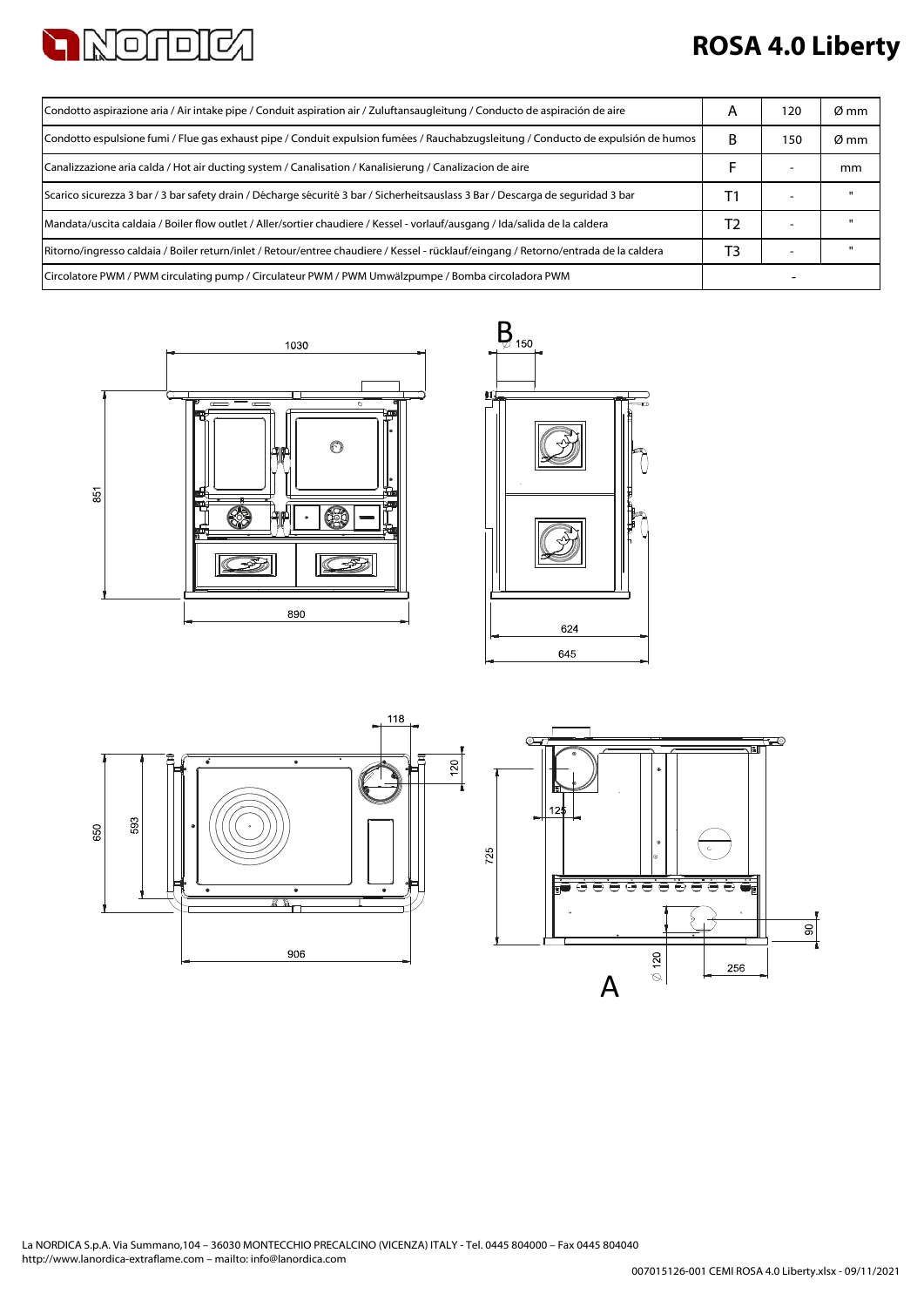# ROSA 4.0 Liberty

| | | | |
|---|---|---|---|
| Condotto aspirazione aria / Air intake pipe / Conduit aspiration air / Zuluftansaugleitung / Conducto de aspiración de aire | A | 120 | Ø mm |
| Condotto espulsione fumi / Flue gas exhaust pipe / Conduit expulsion fumées / Rauchabzugsleitung / Conducto de expulsión de humos | B | 150 | Ø mm |
| Canalizzazione aria calda / Hot air ducting system / Canalisation / Kanalisierung / Canalizacion de aire | F | - | mm |
| Scarico sicurezza 3 bar / 3 bar safety drain / Dècharge sécurité 3 bar / Sicherheitsauslass 3 Bar / Descarga de seguridad 3 bar | T1 | - | " |
| Mandata/uscita caldaia / Boiler flow outlet / Aller/sortier chaudiere / Kessel - vorlauf/ausgang / Ida/salida de la caldera | T2 | - | " |
| Ritorno/ingresso caldaia / Boiler return/inlet / Retour/entree chaudiere / Kessel - rücklauf/eingang / Retorno/entrada de la caldera | T3 | - | " |
| Circolatore PWM / PWM circulating pump / Circulateur PWM / PWM Umwälzpumpe / Bomba circoladora PWM | - | | |

1030
851
890
B
Ø 150
624
645
118
120
650
593
906
125
725
90
Ø 120
256
A

La NORDICA S.p.A. Via Summano,104 – 36030 MONTECCHIO PRECALCINO (VICENZA) ITALY - Tel. 0445 804000 – Fax 0445 804040
http://www.lanordica-extraflame.com – mailto: info@lanordica.com

007015126-001 CEMI ROSA 4.0 Liberty.xlsx - 09/11/2021